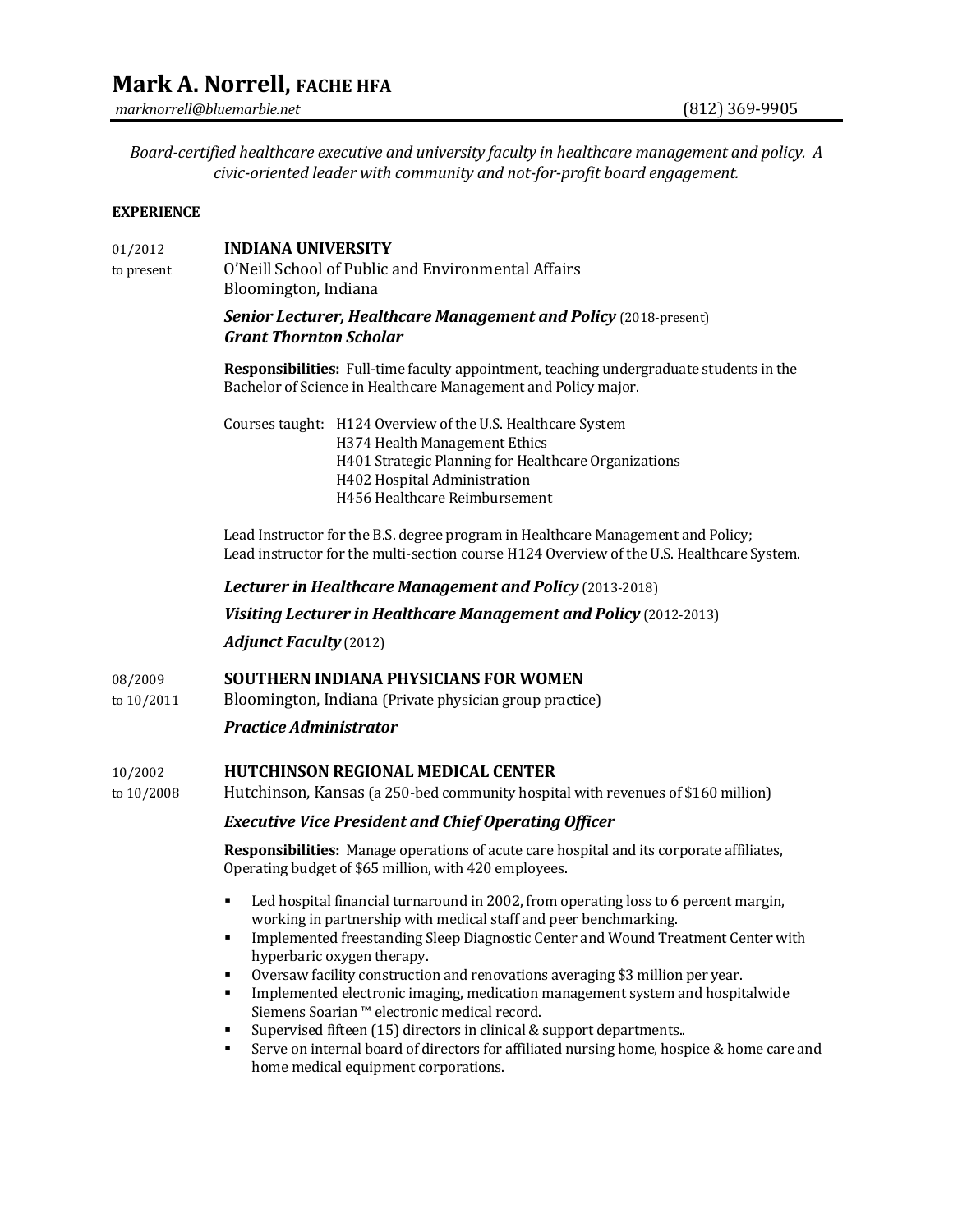# Mark A. Norrell, FACHE HFA

*marknorrell@bluemarble.net* (812) 369-9905

*Board-certified healthcare executive and university faculty in healthcare management and policy. A civic-oriented leader with community and not-for-profit board engagement.*

## EXPERIENCE

01/2012 to present

### INDIANA UNIVERSITY

O'Neill School of Public and Environmental Affairs
Bloomington, Indiana

***Senior Lecturer, Healthcare Management and Policy*** (2018-present)
***Grant Thornton Scholar***

**Responsibilities:** Full-time faculty appointment, teaching undergraduate students in the Bachelor of Science in Healthcare Management and Policy major.

Courses taught:
- H124 Overview of the U.S. Healthcare System
- H374 Health Management Ethics
- H401 Strategic Planning for Healthcare Organizations
- H402 Hospital Administration
- H456 Healthcare Reimbursement

Lead Instructor for the B.S. degree program in Healthcare Management and Policy;
Lead instructor for the multi-section course H124 Overview of the U.S. Healthcare System.

***Lecturer in Healthcare Management and Policy*** (2013-2018)

***Visiting Lecturer in Healthcare Management and Policy*** (2012-2013)

***Adjunct Faculty*** (2012)

08/2009 to 10/2011

### SOUTHERN INDIANA PHYSICIANS FOR WOMEN

Bloomington, Indiana (Private physician group practice)

***Practice Administrator***

10/2002 to 10/2008

### HUTCHINSON REGIONAL MEDICAL CENTER

Hutchinson, Kansas (a 250-bed community hospital with revenues of $160 million)

***Executive Vice President and Chief Operating Officer***

**Responsibilities:** Manage operations of acute care hospital and its corporate affiliates, Operating budget of $65 million, with 420 employees.

- Led hospital financial turnaround in 2002, from operating loss to 6 percent margin, working in partnership with medical staff and peer benchmarking.
- Implemented freestanding Sleep Diagnostic Center and Wound Treatment Center with hyperbaric oxygen therapy.
- Oversaw facility construction and renovations averaging $3 million per year.
- Implemented electronic imaging, medication management system and hospitalwide Siemens Soarian ™ electronic medical record.
- Supervised fifteen (15) directors in clinical & support departments..
- Serve on internal board of directors for affiliated nursing home, hospice & home care and home medical equipment corporations.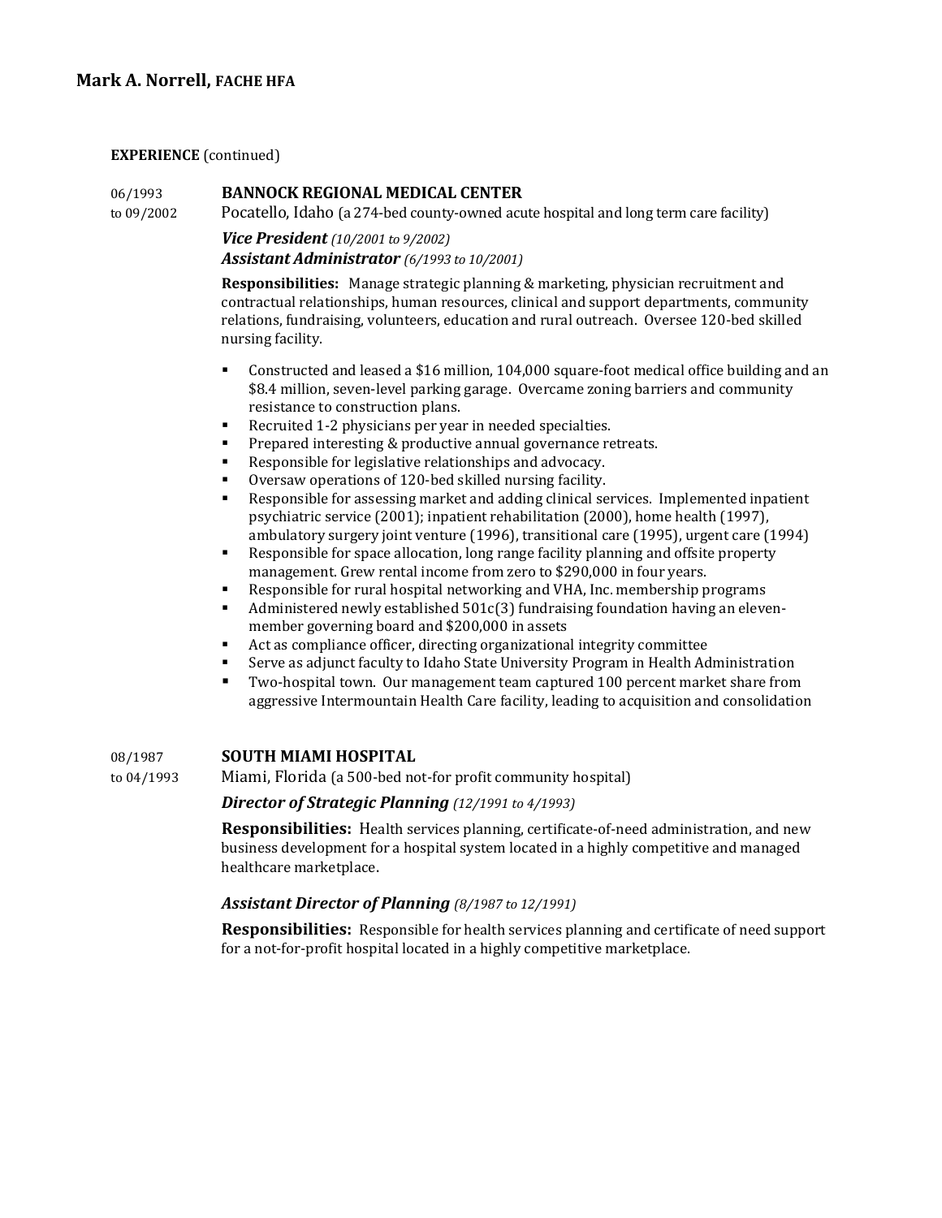**EXPERIENCE** (continued)

06/1993 to 09/2002 **BANNOCK REGIONAL MEDICAL CENTER**
Pocatello, Idaho (a 274-bed county-owned acute hospital and long term care facility)

***Vice President*** *(10/2001 to 9/2002)*
***Assistant Administrator*** *(6/1993 to 10/2001)*

**Responsibilities:** Manage strategic planning & marketing, physician recruitment and contractual relationships, human resources, clinical and support departments, community relations, fundraising, volunteers, education and rural outreach. Oversee 120-bed skilled nursing facility.

- Constructed and leased a $16 million, 104,000 square-foot medical office building and an $8.4 million, seven-level parking garage. Overcame zoning barriers and community resistance to construction plans.
- Recruited 1-2 physicians per year in needed specialties.
- Prepared interesting & productive annual governance retreats.
- Responsible for legislative relationships and advocacy.
- Oversaw operations of 120-bed skilled nursing facility.
- Responsible for assessing market and adding clinical services. Implemented inpatient psychiatric service (2001); inpatient rehabilitation (2000), home health (1997), ambulatory surgery joint venture (1996), transitional care (1995), urgent care (1994)
- Responsible for space allocation, long range facility planning and offsite property management. Grew rental income from zero to $290,000 in four years.
- Responsible for rural hospital networking and VHA, Inc. membership programs
- Administered newly established 501c(3) fundraising foundation having an eleven-member governing board and $200,000 in assets
- Act as compliance officer, directing organizational integrity committee
- Serve as adjunct faculty to Idaho State University Program in Health Administration
- Two-hospital town. Our management team captured 100 percent market share from aggressive Intermountain Health Care facility, leading to acquisition and consolidation

08/1987 to 04/1993 **SOUTH MIAMI HOSPITAL**
Miami, Florida (a 500-bed not-for profit community hospital)

***Director of Strategic Planning*** *(12/1991 to 4/1993)*

**Responsibilities:** Health services planning, certificate-of-need administration, and new business development for a hospital system located in a highly competitive and managed healthcare marketplace.

***Assistant Director of Planning*** *(8/1987 to 12/1991)*

**Responsibilities:** Responsible for health services planning and certificate of need support for a not-for-profit hospital located in a highly competitive marketplace.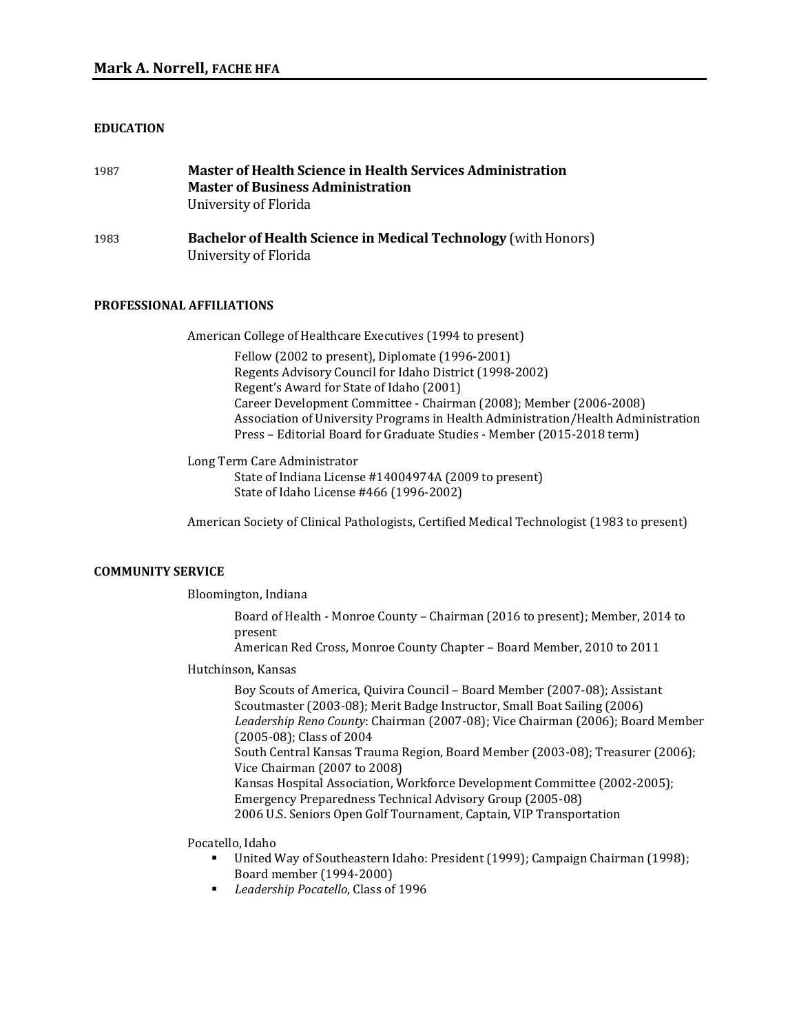## Mark A. Norrell, FACHE HFA

### EDUCATION

1987 **Master of Health Science in Health Services Administration**
**Master of Business Administration**
University of Florida

1983 **Bachelor of Health Science in Medical Technology** (with Honors)
University of Florida

### PROFESSIONAL AFFILIATIONS

American College of Healthcare Executives (1994 to present)

- Fellow (2002 to present), Diplomate (1996-2001)
- Regents Advisory Council for Idaho District (1998-2002)
- Regent's Award for State of Idaho (2001)
- Career Development Committee - Chairman (2008); Member (2006-2008)
- Association of University Programs in Health Administration/Health Administration Press – Editorial Board for Graduate Studies - Member (2015-2018 term)

Long Term Care Administrator

- State of Indiana License #14004974A (2009 to present)
- State of Idaho License #466 (1996-2002)

American Society of Clinical Pathologists, Certified Medical Technologist (1983 to present)

### COMMUNITY SERVICE

Bloomington, Indiana

- Board of Health - Monroe County – Chairman (2016 to present); Member, 2014 to present
- American Red Cross, Monroe County Chapter – Board Member, 2010 to 2011

Hutchinson, Kansas

- Boy Scouts of America, Quivira Council – Board Member (2007-08); Assistant Scoutmaster (2003-08); Merit Badge Instructor, Small Boat Sailing (2006)
- *Leadership Reno County*: Chairman (2007-08); Vice Chairman (2006); Board Member (2005-08); Class of 2004
- South Central Kansas Trauma Region, Board Member (2003-08); Treasurer (2006); Vice Chairman (2007 to 2008)
- Kansas Hospital Association, Workforce Development Committee (2002-2005); Emergency Preparedness Technical Advisory Group (2005-08)
- 2006 U.S. Seniors Open Golf Tournament, Captain, VIP Transportation

Pocatello, Idaho

- United Way of Southeastern Idaho: President (1999); Campaign Chairman (1998); Board member (1994-2000)
- *Leadership Pocatello*, Class of 1996